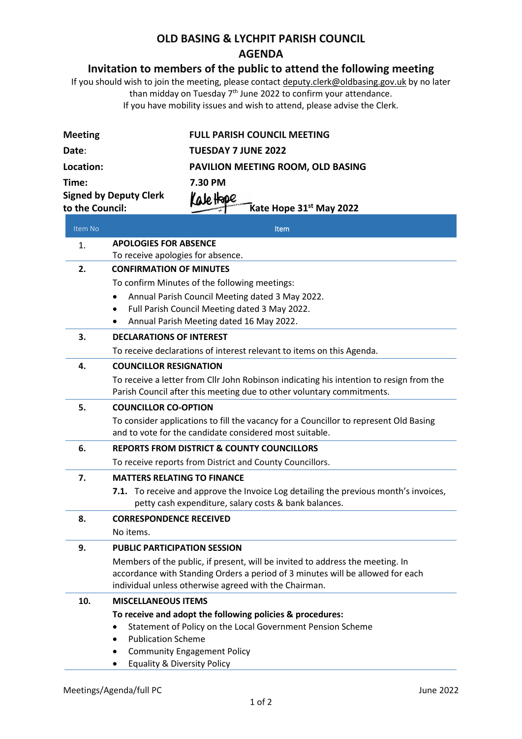# OLD BASING & LYCHPIT PARISH COUNCIL

# AGENDA

## Invitation to members of the public to attend the following meeting

If you should wish to join the meeting, please contact deputy.clerk@oldbasing.gov.uk by no later than midday on Tuesday 7th June 2022 to confirm your attendance.
If you have mobility issues and wish to attend, please advise the Clerk.

| | |
|---|---|
| **Meeting** | **FULL PARISH COUNCIL MEETING** |
| **Date**: | **TUESDAY 7 JUNE 2022** |
| **Location:** | **PAVILION MEETING ROOM, OLD BASING** |
| **Time:** | **7.30 PM** |
| **Signed by Deputy Clerk to the Council:** | Kate Hope **Kate Hope 31st May 2022** |

| Item No | Item |
|---|---|
| 1. | **APOLOGIES FOR ABSENCE**<br>To receive apologies for absence. |
| **2.** | **CONFIRMATION OF MINUTES**<br>To confirm Minutes of the following meetings:<br>• Annual Parish Council Meeting dated 3 May 2022.<br>• Full Parish Council Meeting dated 3 May 2022.<br>• Annual Parish Meeting dated 16 May 2022. |
| **3.** | **DECLARATIONS OF INTEREST**<br>To receive declarations of interest relevant to items on this Agenda. |
| **4.** | **COUNCILLOR RESIGNATION**<br>To receive a letter from Cllr John Robinson indicating his intention to resign from the Parish Council after this meeting due to other voluntary commitments. |
| **5.** | **COUNCILLOR CO-OPTION**<br>To consider applications to fill the vacancy for a Councillor to represent Old Basing and to vote for the candidate considered most suitable. |
| **6.** | **REPORTS FROM DISTRICT & COUNTY COUNCILLORS**<br>To receive reports from District and County Councillors. |
| **7.** | **MATTERS RELATING TO FINANCE**<br>**7.1.** To receive and approve the Invoice Log detailing the previous month's invoices, petty cash expenditure, salary costs & bank balances. |
| **8.** | **CORRESPONDENCE RECEIVED**<br>No items. |
| **9.** | **PUBLIC PARTICIPATION SESSION**<br>Members of the public, if present, will be invited to address the meeting. In accordance with Standing Orders a period of 3 minutes will be allowed for each individual unless otherwise agreed with the Chairman. |
| **10.** | **MISCELLANEOUS ITEMS**<br>**To receive and adopt the following policies & procedures:**<br>• Statement of Policy on the Local Government Pension Scheme<br>• Publication Scheme<br>• Community Engagement Policy<br>• Equality & Diversity Policy |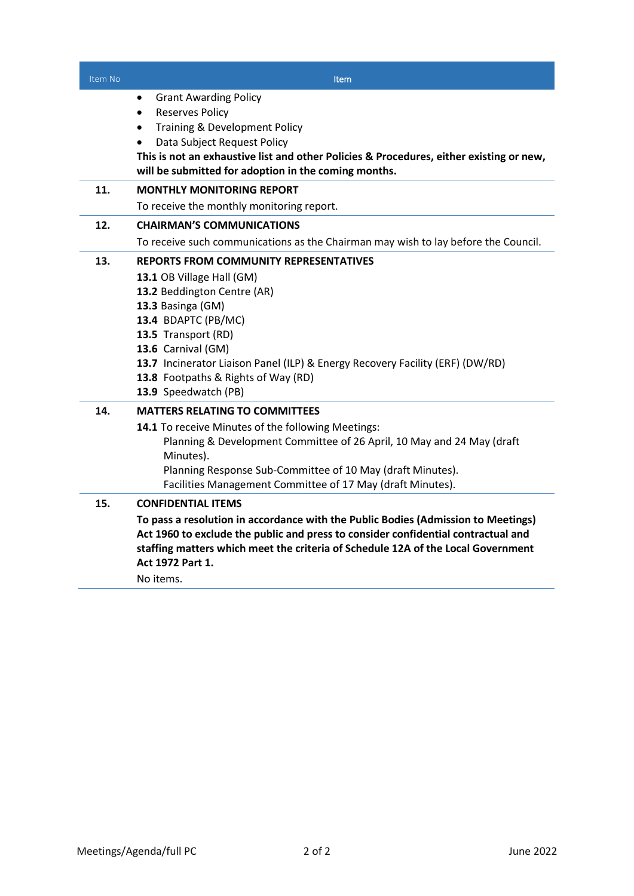| Item No | Item |
|---|---|
| | • Grant Awarding Policy<br>• Reserves Policy<br>• Training & Development Policy<br>• Data Subject Request Policy<br>**This is not an exhaustive list and other Policies & Procedures, either existing or new, will be submitted for adoption in the coming months.** |
| **11.** | **MONTHLY MONITORING REPORT**<br>To receive the monthly monitoring report. |
| **12.** | **CHAIRMAN'S COMMUNICATIONS**<br>To receive such communications as the Chairman may wish to lay before the Council. |
| **13.** | **REPORTS FROM COMMUNITY REPRESENTATIVES**<br>**13.1** OB Village Hall (GM)<br>**13.2** Beddington Centre (AR)<br>**13.3** Basinga (GM)<br>**13.4** BDAPTC (PB/MC)<br>**13.5** Transport (RD)<br>**13.6** Carnival (GM)<br>**13.7** Incinerator Liaison Panel (ILP) & Energy Recovery Facility (ERF) (DW/RD)<br>**13.8** Footpaths & Rights of Way (RD)<br>**13.9** Speedwatch (PB) |
| **14.** | **MATTERS RELATING TO COMMITTEES**<br>**14.1** To receive Minutes of the following Meetings:<br>Planning & Development Committee of 26 April, 10 May and 24 May (draft Minutes).<br>Planning Response Sub-Committee of 10 May (draft Minutes).<br>Facilities Management Committee of 17 May (draft Minutes). |
| **15.** | **CONFIDENTIAL ITEMS**<br>**To pass a resolution in accordance with the Public Bodies (Admission to Meetings) Act 1960 to exclude the public and press to consider confidential contractual and staffing matters which meet the criteria of Schedule 12A of the Local Government Act 1972 Part 1.**<br>No items. |